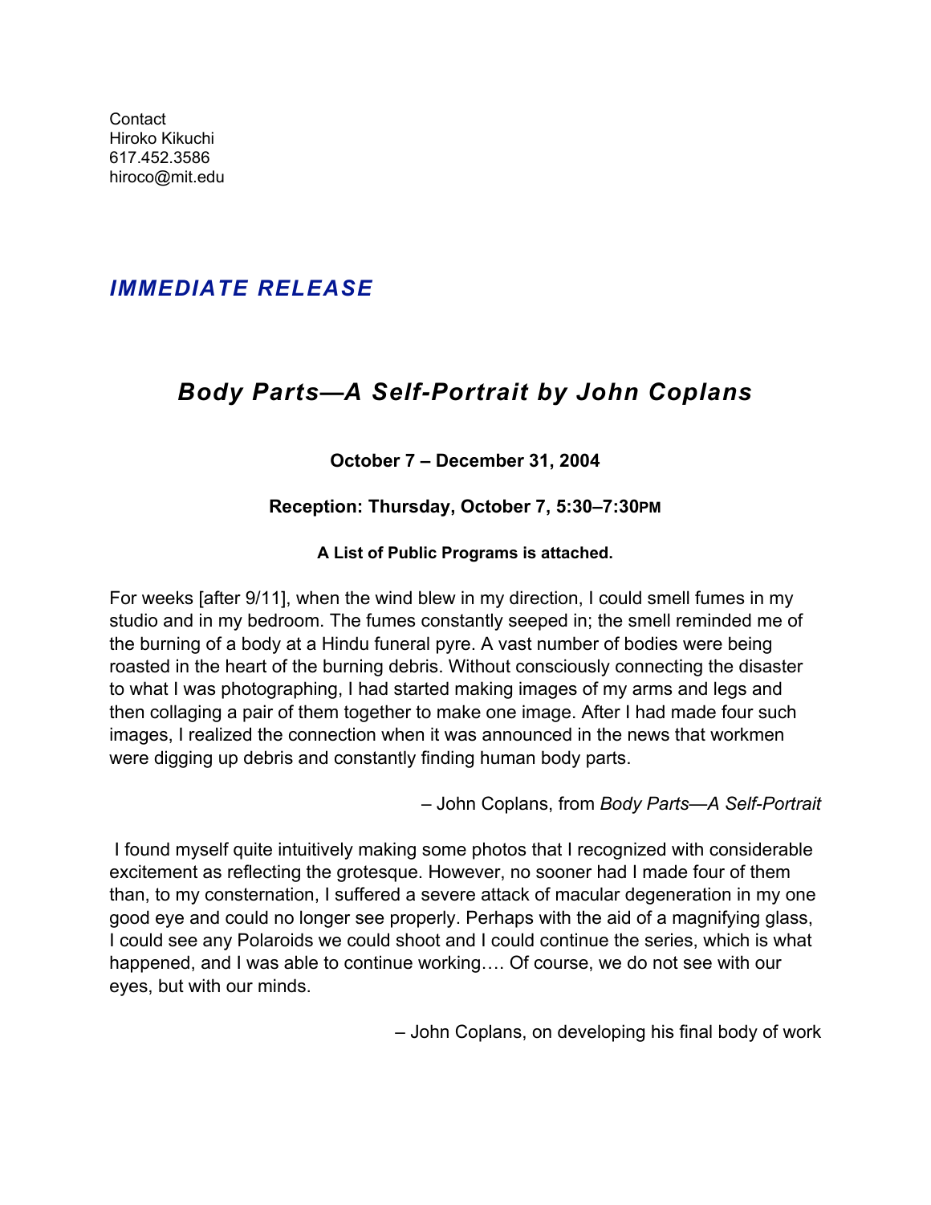Contact
Hiroko Kikuchi
617.452.3586
hiroco@mit.edu

***IMMEDIATE RELEASE***

# *Body Parts—A Self-Portrait by John Coplans*

**October 7 – December 31, 2004**

**Reception: Thursday, October 7, 5:30–7:30PM**

**A List of Public Programs is attached.**

For weeks [after 9/11], when the wind blew in my direction, I could smell fumes in my studio and in my bedroom. The fumes constantly seeped in; the smell reminded me of the burning of a body at a Hindu funeral pyre. A vast number of bodies were being roasted in the heart of the burning debris. Without consciously connecting the disaster to what I was photographing, I had started making images of my arms and legs and then collaging a pair of them together to make one image. After I had made four such images, I realized the connection when it was announced in the news that workmen were digging up debris and constantly finding human body parts.

– John Coplans, from *Body Parts—A Self-Portrait*

I found myself quite intuitively making some photos that I recognized with considerable excitement as reflecting the grotesque. However, no sooner had I made four of them than, to my consternation, I suffered a severe attack of macular degeneration in my one good eye and could no longer see properly. Perhaps with the aid of a magnifying glass, I could see any Polaroids we could shoot and I could continue the series, which is what happened, and I was able to continue working…. Of course, we do not see with our eyes, but with our minds.

– John Coplans, on developing his final body of work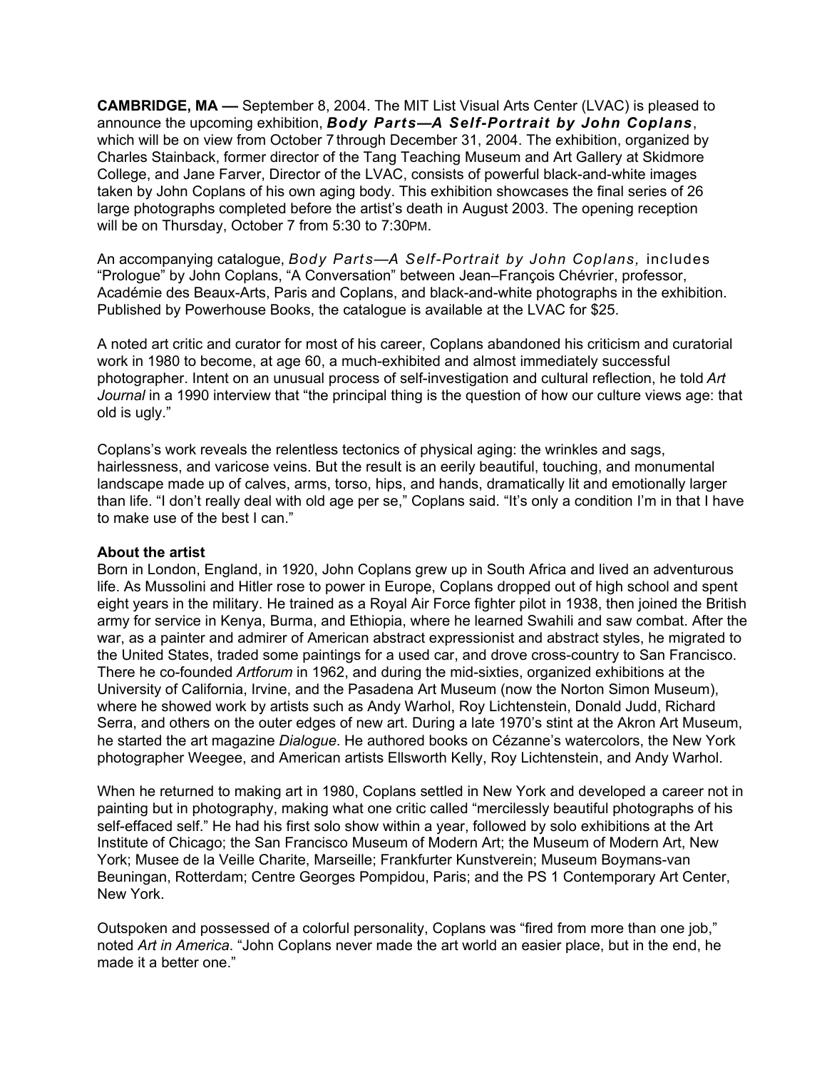**CAMBRIDGE, MA —** September 8, 2004. The MIT List Visual Arts Center (LVAC) is pleased to announce the upcoming exhibition, ***Body Parts—A Self-Portrait by John Coplans***, which will be on view from October 7 through December 31, 2004. The exhibition, organized by Charles Stainback, former director of the Tang Teaching Museum and Art Gallery at Skidmore College, and Jane Farver, Director of the LVAC, consists of powerful black-and-white images taken by John Coplans of his own aging body. This exhibition showcases the final series of 26 large photographs completed before the artist's death in August 2003. The opening reception will be on Thursday, October 7 from 5:30 to 7:30PM.

An accompanying catalogue, *Body Parts—A Self-Portrait by John Coplans,* includes "Prologue" by John Coplans, "A Conversation" between Jean–François Chévrier, professor, Académie des Beaux-Arts, Paris and Coplans, and black-and-white photographs in the exhibition. Published by Powerhouse Books, the catalogue is available at the LVAC for $25.

A noted art critic and curator for most of his career, Coplans abandoned his criticism and curatorial work in 1980 to become, at age 60, a much-exhibited and almost immediately successful photographer. Intent on an unusual process of self-investigation and cultural reflection, he told *Art Journal* in a 1990 interview that "the principal thing is the question of how our culture views age: that old is ugly."

Coplans's work reveals the relentless tectonics of physical aging: the wrinkles and sags, hairlessness, and varicose veins. But the result is an eerily beautiful, touching, and monumental landscape made up of calves, arms, torso, hips, and hands, dramatically lit and emotionally larger than life. "I don't really deal with old age per se," Coplans said. "It's only a condition I'm in that I have to make use of the best I can."

**About the artist**

Born in London, England, in 1920, John Coplans grew up in South Africa and lived an adventurous life. As Mussolini and Hitler rose to power in Europe, Coplans dropped out of high school and spent eight years in the military. He trained as a Royal Air Force fighter pilot in 1938, then joined the British army for service in Kenya, Burma, and Ethiopia, where he learned Swahili and saw combat. After the war, as a painter and admirer of American abstract expressionist and abstract styles, he migrated to the United States, traded some paintings for a used car, and drove cross-country to San Francisco. There he co-founded *Artforum* in 1962, and during the mid-sixties, organized exhibitions at the University of California, Irvine, and the Pasadena Art Museum (now the Norton Simon Museum), where he showed work by artists such as Andy Warhol, Roy Lichtenstein, Donald Judd, Richard Serra, and others on the outer edges of new art. During a late 1970's stint at the Akron Art Museum, he started the art magazine *Dialogue*. He authored books on Cézanne's watercolors, the New York photographer Weegee, and American artists Ellsworth Kelly, Roy Lichtenstein, and Andy Warhol.

When he returned to making art in 1980, Coplans settled in New York and developed a career not in painting but in photography, making what one critic called "mercilessly beautiful photographs of his self-effaced self." He had his first solo show within a year, followed by solo exhibitions at the Art Institute of Chicago; the San Francisco Museum of Modern Art; the Museum of Modern Art, New York; Musee de la Veille Charite, Marseille; Frankfurter Kunstverein; Museum Boymans-van Beuningan, Rotterdam; Centre Georges Pompidou, Paris; and the PS 1 Contemporary Art Center, New York.

Outspoken and possessed of a colorful personality, Coplans was "fired from more than one job," noted *Art in America*. "John Coplans never made the art world an easier place, but in the end, he made it a better one."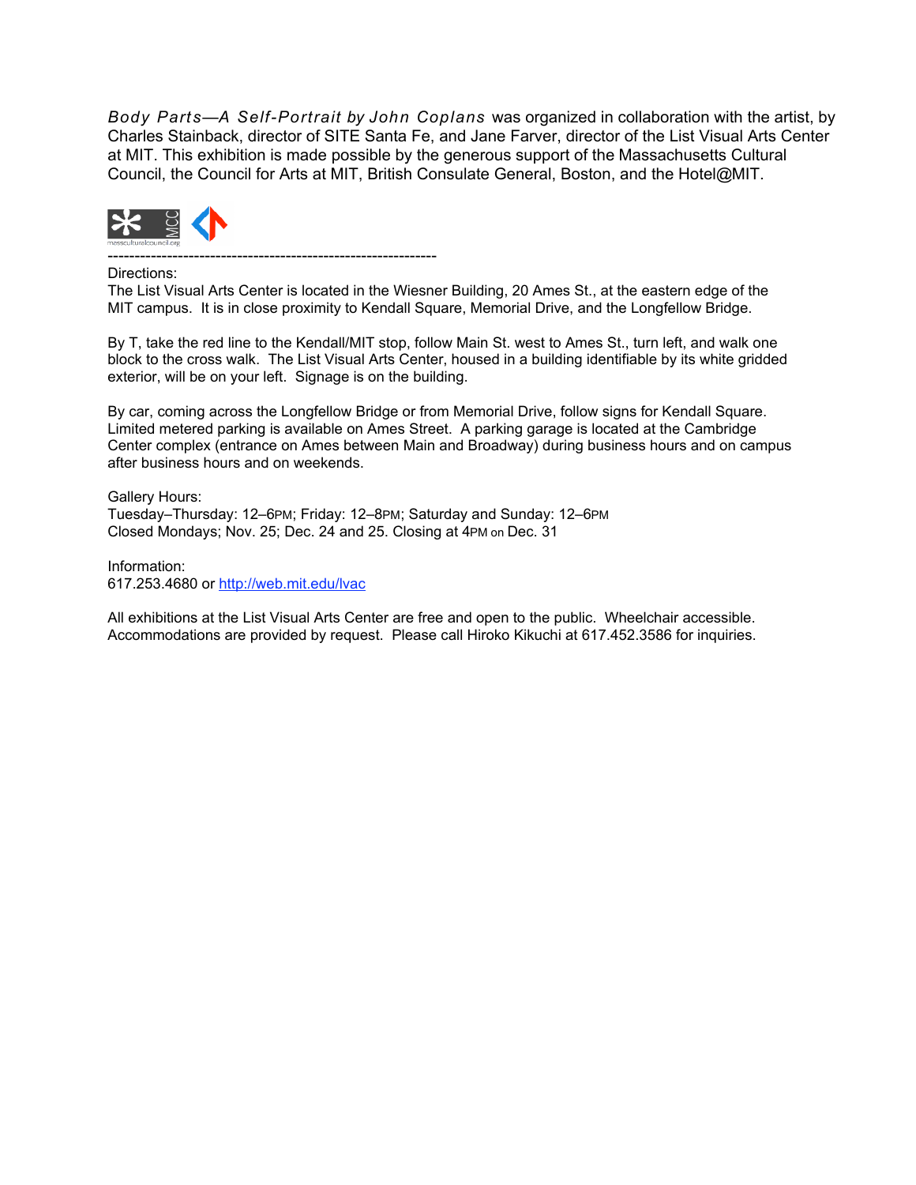*Body Parts—A Self-Portrait by John Coplans* was organized in collaboration with the artist, by Charles Stainback, director of SITE Santa Fe, and Jane Farver, director of the List Visual Arts Center at MIT. This exhibition is made possible by the generous support of the Massachusetts Cultural Council, the Council for Arts at MIT, British Consulate General, Boston, and the Hotel@MIT.

------------------------------------------------------------

Directions:
The List Visual Arts Center is located in the Wiesner Building, 20 Ames St., at the eastern edge of the MIT campus. It is in close proximity to Kendall Square, Memorial Drive, and the Longfellow Bridge.

By T, take the red line to the Kendall/MIT stop, follow Main St. west to Ames St., turn left, and walk one block to the cross walk. The List Visual Arts Center, housed in a building identifiable by its white gridded exterior, will be on your left. Signage is on the building.

By car, coming across the Longfellow Bridge or from Memorial Drive, follow signs for Kendall Square. Limited metered parking is available on Ames Street. A parking garage is located at the Cambridge Center complex (entrance on Ames between Main and Broadway) during business hours and on campus after business hours and on weekends.

Gallery Hours:
Tuesday–Thursday: 12–6PM; Friday: 12–8PM; Saturday and Sunday: 12–6PM
Closed Mondays; Nov. 25; Dec. 24 and 25. Closing at 4PM on Dec. 31

Information:
617.253.4680 or http://web.mit.edu/lvac

All exhibitions at the List Visual Arts Center are free and open to the public. Wheelchair accessible. Accommodations are provided by request. Please call Hiroko Kikuchi at 617.452.3586 for inquiries.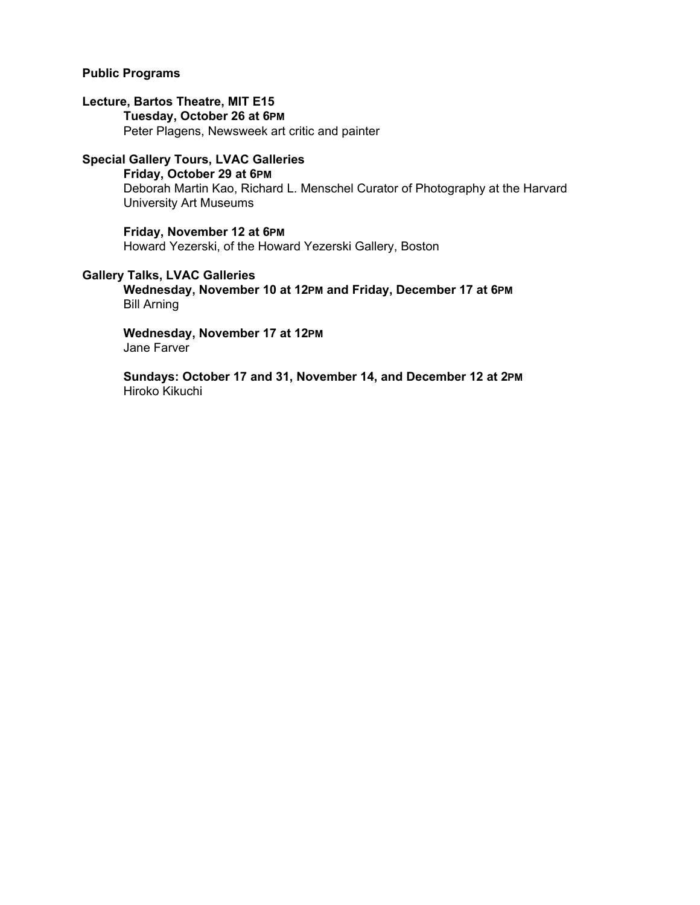**Public Programs**

**Lecture, Bartos Theatre, MIT E15**

**Tuesday, October 26 at 6PM**
Peter Plagens, Newsweek art critic and painter

**Special Gallery Tours, LVAC Galleries**

**Friday, October 29 at 6PM**
Deborah Martin Kao, Richard L. Menschel Curator of Photography at the Harvard University Art Museums

**Friday, November 12 at 6PM**
Howard Yezerski, of the Howard Yezerski Gallery, Boston

**Gallery Talks, LVAC Galleries**

**Wednesday, November 10 at 12PM and Friday, December 17 at 6PM**
Bill Arning

**Wednesday, November 17 at 12PM**
Jane Farver

**Sundays: October 17 and 31, November 14, and December 12 at 2PM**
Hiroko Kikuchi